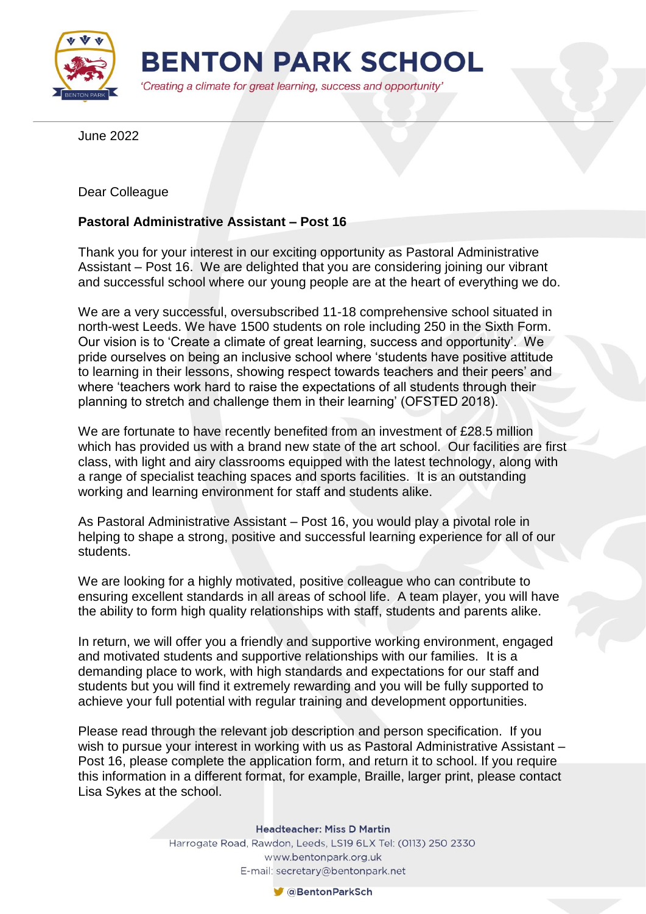# BENTON PARK SCHOOL

*'Creating a climate for great learning, success and opportunity'*

June 2022

Dear Colleague

**Pastoral Administrative Assistant – Post 16**

Thank you for your interest in our exciting opportunity as Pastoral Administrative Assistant – Post 16. We are delighted that you are considering joining our vibrant and successful school where our young people are at the heart of everything we do.

We are a very successful, oversubscribed 11-18 comprehensive school situated in north-west Leeds. We have 1500 students on role including 250 in the Sixth Form. Our vision is to 'Create a climate of great learning, success and opportunity'. We pride ourselves on being an inclusive school where 'students have positive attitude to learning in their lessons, showing respect towards teachers and their peers' and where 'teachers work hard to raise the expectations of all students through their planning to stretch and challenge them in their learning' (OFSTED 2018).

We are fortunate to have recently benefited from an investment of £28.5 million which has provided us with a brand new state of the art school. Our facilities are first class, with light and airy classrooms equipped with the latest technology, along with a range of specialist teaching spaces and sports facilities. It is an outstanding working and learning environment for staff and students alike.

As Pastoral Administrative Assistant – Post 16, you would play a pivotal role in helping to shape a strong, positive and successful learning experience for all of our students.

We are looking for a highly motivated, positive colleague who can contribute to ensuring excellent standards in all areas of school life. A team player, you will have the ability to form high quality relationships with staff, students and parents alike.

In return, we will offer you a friendly and supportive working environment, engaged and motivated students and supportive relationships with our families. It is a demanding place to work, with high standards and expectations for our staff and students but you will find it extremely rewarding and you will be fully supported to achieve your full potential with regular training and development opportunities.

Please read through the relevant job description and person specification. If you wish to pursue your interest in working with us as Pastoral Administrative Assistant – Post 16, please complete the application form, and return it to school. If you require this information in a different format, for example, Braille, larger print, please contact Lisa Sykes at the school.

**Headteacher: Miss D Martin**
Harrogate Road, Rawdon, Leeds, LS19 6LX Tel: (0113) 250 2330
www.bentonpark.org.uk
E-mail: secretary@bentonpark.net
@BentonParkSch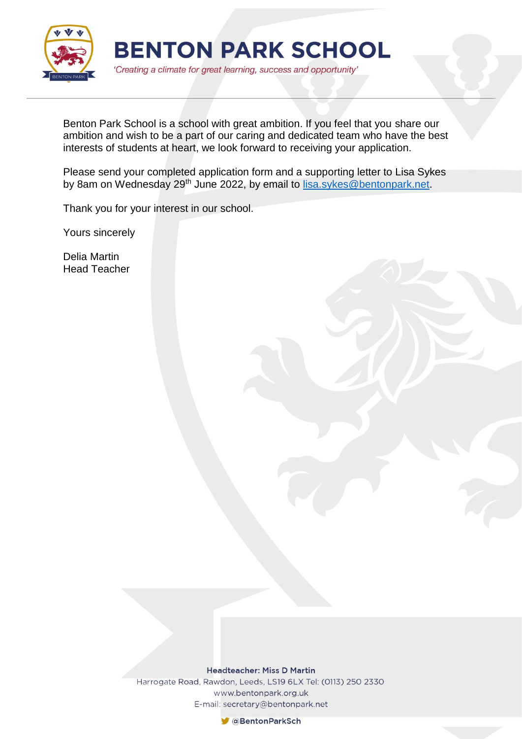Benton Park School is a school with great ambition. If you feel that you share our ambition and wish to be a part of our caring and dedicated team who have the best interests of students at heart, we look forward to receiving your application.

Please send your completed application form and a supporting letter to Lisa Sykes by 8am on Wednesday 29th June 2022, by email to lisa.sykes@bentonpark.net.

Thank you for your interest in our school.

Yours sincerely

Delia Martin
Head Teacher